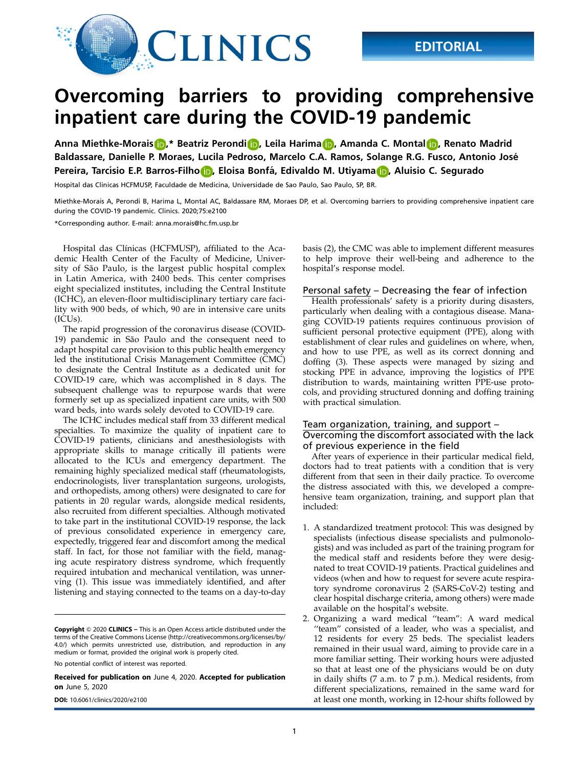EDITORIAL

# Overcoming barriers to providing comprehensive inpatient care during the COVID-19 pandemic

**Anna Miethke-Morais,* Beatriz Perondi, Leila Harima, Amanda C. Montal, Renato Madrid Baldassare, Danielle P. Moraes, Lucila Pedroso, Marcelo C.A. Ramos, Solange R.G. Fusco, Antonio José Pereira, Tarcísio E.P. Barros-Filho, Eloisa Bonfá, Edivaldo M. Utiyama, Aluisio C. Segurado**

Hospital das Clinicas HCFMUSP, Faculdade de Medicina, Universidade de Sao Paulo, Sao Paulo, SP, BR.

Miethke-Morais A, Perondi B, Harima L, Montal AC, Baldassare RM, Moraes DP, et al. Overcoming barriers to providing comprehensive inpatient care during the COVID-19 pandemic. Clinics. 2020;75:e2100

*Corresponding author. E-mail: anna.morais@hc.fm.usp.br

Hospital das Clínicas (HCFMUSP), affiliated to the Academic Health Center of the Faculty of Medicine, University of São Paulo, is the largest public hospital complex in Latin America, with 2400 beds. This center comprises eight specialized institutes, including the Central Institute (ICHC), an eleven-floor multidisciplinary tertiary care facility with 900 beds, of which, 90 are in intensive care units (ICUs).

The rapid progression of the coronavirus disease (COVID-19) pandemic in São Paulo and the consequent need to adapt hospital care provision to this public health emergency led the institutional Crisis Management Committee (CMC) to designate the Central Institute as a dedicated unit for COVID-19 care, which was accomplished in 8 days. The subsequent challenge was to repurpose wards that were formerly set up as specialized inpatient care units, with 500 ward beds, into wards solely devoted to COVID-19 care.

The ICHC includes medical staff from 33 different medical specialties. To maximize the quality of inpatient care to COVID-19 patients, clinicians and anesthesiologists with appropriate skills to manage critically ill patients were allocated to the ICUs and emergency department. The remaining highly specialized medical staff (rheumatologists, endocrinologists, liver transplantation surgeons, urologists, and orthopedists, among others) were designated to care for patients in 20 regular wards, alongside medical residents, also recruited from different specialties. Although motivated to take part in the institutional COVID-19 response, the lack of previous consolidated experience in emergency care, expectedly, triggered fear and discomfort among the medical staff. In fact, for those not familiar with the field, managing acute respiratory distress syndrome, which frequently required intubation and mechanical ventilation, was unnerving (1). This issue was immediately identified, and after listening and staying connected to the teams on a day-to-day basis (2), the CMC was able to implement different measures to help improve their well-being and adherence to the hospital's response model.

## Personal safety – Decreasing the fear of infection

Health professionals' safety is a priority during disasters, particularly when dealing with a contagious disease. Managing COVID-19 patients requires continuous provision of sufficient personal protective equipment (PPE), along with establishment of clear rules and guidelines on where, when, and how to use PPE, as well as its correct donning and doffing (3). These aspects were managed by sizing and stocking PPE in advance, improving the logistics of PPE distribution to wards, maintaining written PPE-use protocols, and providing structured donning and doffing training with practical simulation.

## Team organization, training, and support – Overcoming the discomfort associated with the lack of previous experience in the field

After years of experience in their particular medical field, doctors had to treat patients with a condition that is very different from that seen in their daily practice. To overcome the distress associated with this, we developed a comprehensive team organization, training, and support plan that included:

1. A standardized treatment protocol: This was designed by specialists (infectious disease specialists and pulmonologists) and was included as part of the training program for the medical staff and residents before they were designated to treat COVID-19 patients. Practical guidelines and videos (when and how to request for severe acute respiratory syndrome coronavirus 2 (SARS-CoV-2) testing and clear hospital discharge criteria, among others) were made available on the hospital's website.
2. Organizing a ward medical "team": A ward medical "team" consisted of a leader, who was a specialist, and 12 residents for every 25 beds. The specialist leaders remained in their usual ward, aiming to provide care in a more familiar setting. Their working hours were adjusted so that at least one of the physicians would be on duty in daily shifts (7 a.m. to 7 p.m.). Medical residents, from different specializations, remained in the same ward for at least one month, working in 12-hour shifts followed by

**Copyright** © 2020 **CLINICS** – This is an Open Access article distributed under the terms of the Creative Commons License (http://creativecommons.org/licenses/by/4.0/) which permits unrestricted use, distribution, and reproduction in any medium or format, provided the original work is properly cited.

No potential conflict of interest was reported.

**Received for publication on** June 4, 2020. **Accepted for publication on** June 5, 2020

**DOI:** 10.6061/clinics/2020/e2100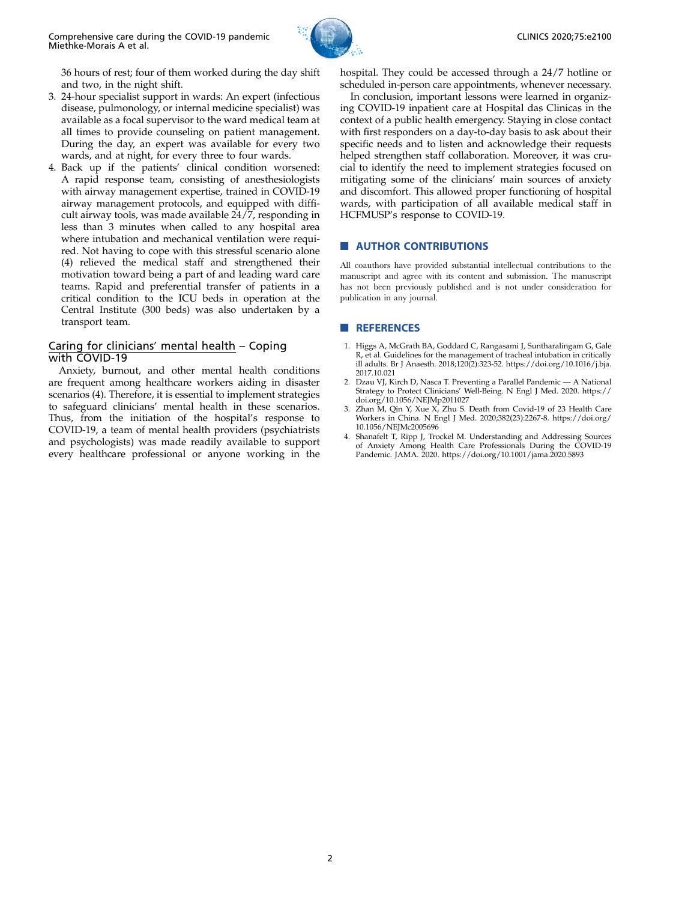36 hours of rest; four of them worked during the day shift and two, in the night shift.

3. 24-hour specialist support in wards: An expert (infectious disease, pulmonology, or internal medicine specialist) was available as a focal supervisor to the ward medical team at all times to provide counseling on patient management. During the day, an expert was available for every two wards, and at night, for every three to four wards.
4. Back up if the patients' clinical condition worsened: A rapid response team, consisting of anesthesiologists with airway management expertise, trained in COVID-19 airway management protocols, and equipped with difficult airway tools, was made available 24/7, responding in less than 3 minutes when called to any hospital area where intubation and mechanical ventilation were required. Not having to cope with this stressful scenario alone (4) relieved the medical staff and strengthened their motivation toward being a part of and leading ward care teams. Rapid and preferential transfer of patients in a critical condition to the ICU beds in operation at the Central Institute (300 beds) was also undertaken by a transport team.

### Caring for clinicians' mental health – Coping with COVID-19

Anxiety, burnout, and other mental health conditions are frequent among healthcare workers aiding in disaster scenarios (4). Therefore, it is essential to implement strategies to safeguard clinicians' mental health in these scenarios. Thus, from the initiation of the hospital's response to COVID-19, a team of mental health providers (psychiatrists and psychologists) was made readily available to support every healthcare professional or anyone working in the hospital. They could be accessed through a 24/7 hotline or scheduled in-person care appointments, whenever necessary.

In conclusion, important lessons were learned in organizing COVID-19 inpatient care at Hospital das Clinicas in the context of a public health emergency. Staying in close contact with first responders on a day-to-day basis to ask about their specific needs and to listen and acknowledge their requests helped strengthen staff collaboration. Moreover, it was crucial to identify the need to implement strategies focused on mitigating some of the clinicians' main sources of anxiety and discomfort. This allowed proper functioning of hospital wards, with participation of all available medical staff in HCFMUSP's response to COVID-19.

## AUTHOR CONTRIBUTIONS

All coauthors have provided substantial intellectual contributions to the manuscript and agree with its content and submission. The manuscript has not been previously published and is not under consideration for publication in any journal.

## REFERENCES

1. Higgs A, McGrath BA, Goddard C, Rangasami J, Suntharalingam G, Gale R, et al. Guidelines for the management of tracheal intubation in critically ill adults. Br J Anaesth. 2018;120(2):323-52. https://doi.org/10.1016/j.bja.2017.10.021
2. Dzau VJ, Kirch D, Nasca T. Preventing a Parallel Pandemic — A National Strategy to Protect Clinicians' Well-Being. N Engl J Med. 2020. https://doi.org/10.1056/NEJMp2011027
3. Zhan M, Qin Y, Xue X, Zhu S. Death from Covid-19 of 23 Health Care Workers in China. N Engl J Med. 2020;382(23):2267-8. https://doi.org/10.1056/NEJMc2005696
4. Shanafelt T, Ripp J, Trockel M. Understanding and Addressing Sources of Anxiety Among Health Care Professionals During the COVID-19 Pandemic. JAMA. 2020. https://doi.org/10.1001/jama.2020.5893